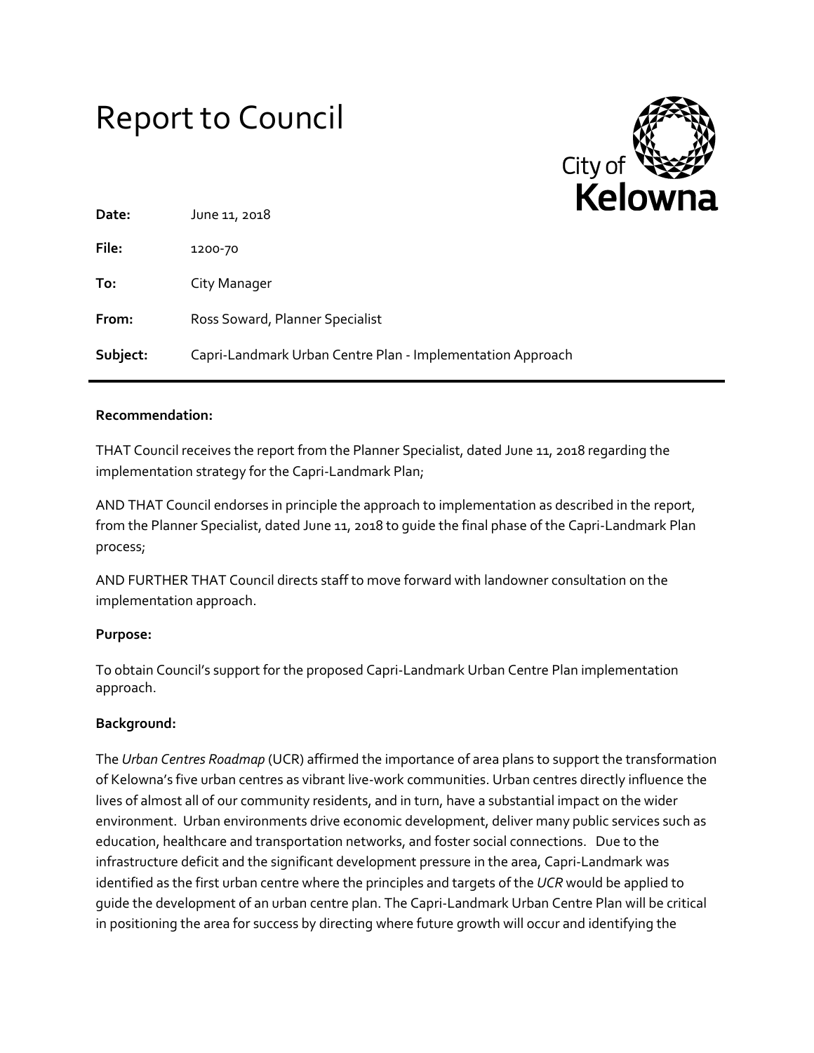# Report to Council

City of **Kelowna**

| | |
|---|---|
| **Date:** | June 11, 2018 |
| **File:** | 1200-70 |
| **To:** | City Manager |
| **From:** | Ross Soward, Planner Specialist |
| **Subject:** | Capri-Landmark Urban Centre Plan - Implementation Approach |

---

**Recommendation:**

THAT Council receives the report from the Planner Specialist, dated June 11, 2018 regarding the implementation strategy for the Capri-Landmark Plan;

AND THAT Council endorses in principle the approach to implementation as described in the report, from the Planner Specialist, dated June 11, 2018 to guide the final phase of the Capri-Landmark Plan process;

AND FURTHER THAT Council directs staff to move forward with landowner consultation on the implementation approach.

**Purpose:**

To obtain Council's support for the proposed Capri-Landmark Urban Centre Plan implementation approach.

**Background:**

The *Urban Centres Roadmap* (UCR) affirmed the importance of area plans to support the transformation of Kelowna's five urban centres as vibrant live-work communities. Urban centres directly influence the lives of almost all of our community residents, and in turn, have a substantial impact on the wider environment. Urban environments drive economic development, deliver many public services such as education, healthcare and transportation networks, and foster social connections. Due to the infrastructure deficit and the significant development pressure in the area, Capri-Landmark was identified as the first urban centre where the principles and targets of the *UCR* would be applied to guide the development of an urban centre plan. The Capri-Landmark Urban Centre Plan will be critical in positioning the area for success by directing where future growth will occur and identifying the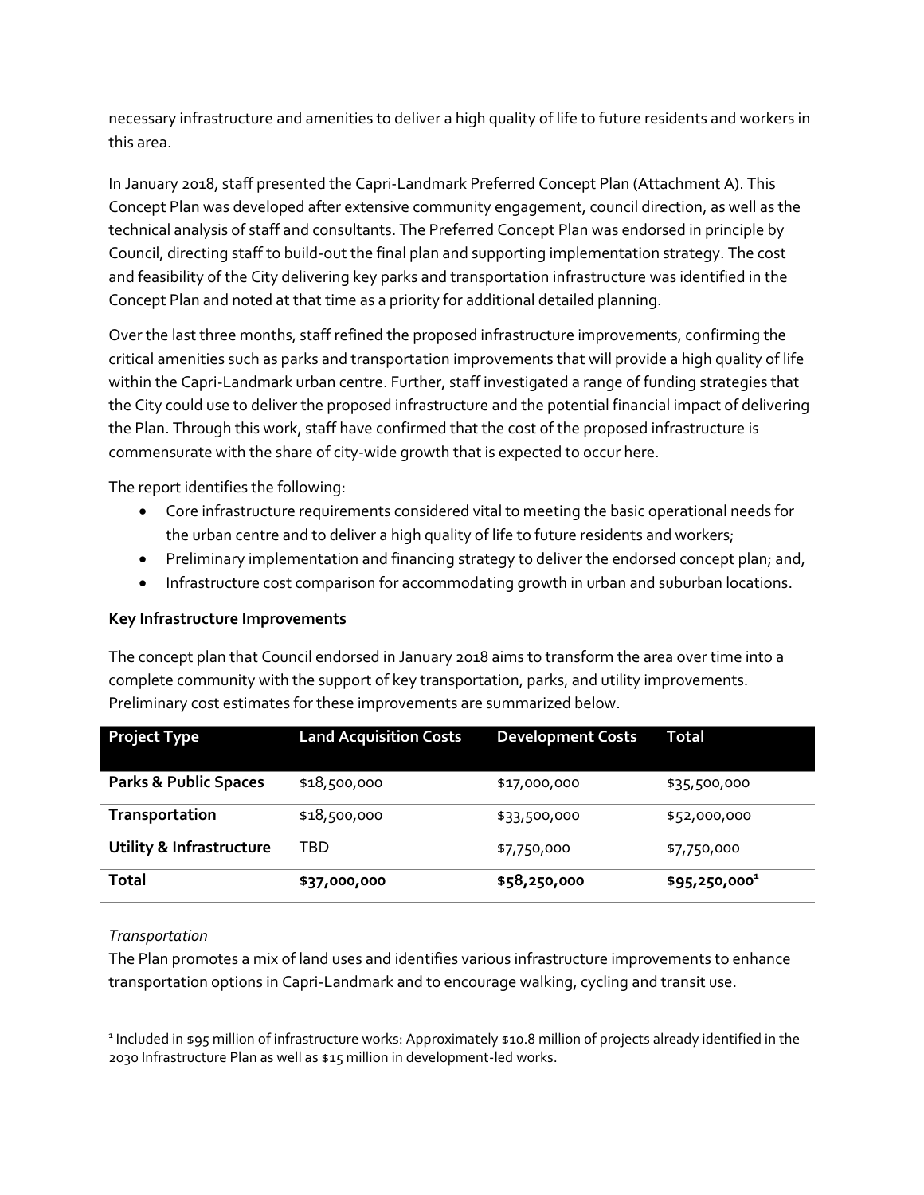necessary infrastructure and amenities to deliver a high quality of life to future residents and workers in this area.

In January 2018, staff presented the Capri-Landmark Preferred Concept Plan (Attachment A). This Concept Plan was developed after extensive community engagement, council direction, as well as the technical analysis of staff and consultants. The Preferred Concept Plan was endorsed in principle by Council, directing staff to build-out the final plan and supporting implementation strategy. The cost and feasibility of the City delivering key parks and transportation infrastructure was identified in the Concept Plan and noted at that time as a priority for additional detailed planning.

Over the last three months, staff refined the proposed infrastructure improvements, confirming the critical amenities such as parks and transportation improvements that will provide a high quality of life within the Capri-Landmark urban centre. Further, staff investigated a range of funding strategies that the City could use to deliver the proposed infrastructure and the potential financial impact of delivering the Plan. Through this work, staff have confirmed that the cost of the proposed infrastructure is commensurate with the share of city-wide growth that is expected to occur here.

The report identifies the following:

- Core infrastructure requirements considered vital to meeting the basic operational needs for the urban centre and to deliver a high quality of life to future residents and workers;
- Preliminary implementation and financing strategy to deliver the endorsed concept plan; and,
- Infrastructure cost comparison for accommodating growth in urban and suburban locations.

**Key Infrastructure Improvements**

The concept plan that Council endorsed in January 2018 aims to transform the area over time into a complete community with the support of key transportation, parks, and utility improvements. Preliminary cost estimates for these improvements are summarized below.

| Project Type | Land Acquisition Costs | Development Costs | Total |
|---|---|---|---|
| **Parks & Public Spaces** | $18,500,000 | $17,000,000 | $35,500,000 |
| **Transportation** | $18,500,000 | $33,500,000 | $52,000,000 |
| **Utility & Infrastructure** | TBD | $7,750,000 | $7,750,000 |
| **Total** | **$37,000,000** | **$58,250,000** | **$95,250,000**[1] |

*Transportation*

The Plan promotes a mix of land uses and identifies various infrastructure improvements to enhance transportation options in Capri-Landmark and to encourage walking, cycling and transit use.

[1] Included in $95 million of infrastructure works: Approximately $10.8 million of projects already identified in the 2030 Infrastructure Plan as well as $15 million in development-led works.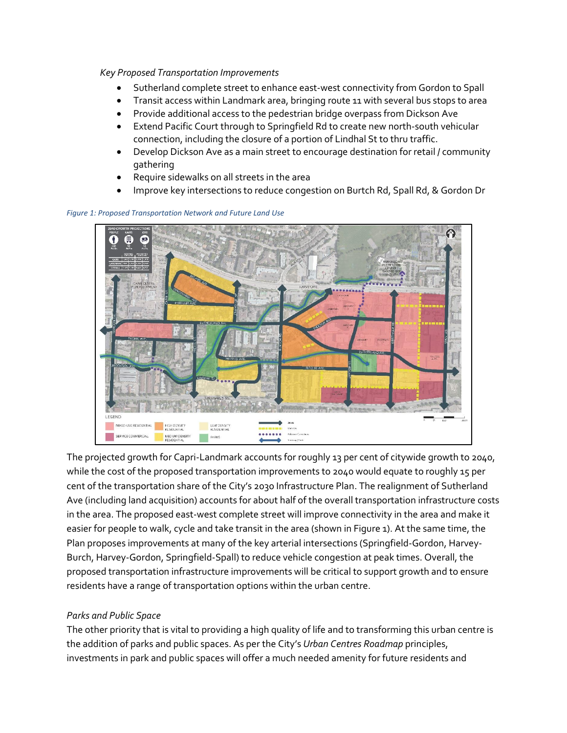*Key Proposed Transportation Improvements*

- Sutherland complete street to enhance east-west connectivity from Gordon to Spall
- Transit access within Landmark area, bringing route 11 with several bus stops to area
- Provide additional access to the pedestrian bridge overpass from Dickson Ave
- Extend Pacific Court through to Springfield Rd to create new north-south vehicular connection, including the closure of a portion of Lindhal St to thru traffic.
- Develop Dickson Ave as a main street to encourage destination for retail / community gathering
- Require sidewalks on all streets in the area
- Improve key intersections to reduce congestion on Burtch Rd, Spall Rd, & Gordon Dr

*Figure 1: Proposed Transportation Network and Future Land Use*

The projected growth for Capri-Landmark accounts for roughly 13 per cent of citywide growth to 2040, while the cost of the proposed transportation improvements to 2040 would equate to roughly 15 per cent of the transportation share of the City's 2030 Infrastructure Plan. The realignment of Sutherland Ave (including land acquisition) accounts for about half of the overall transportation infrastructure costs in the area. The proposed east-west complete street will improve connectivity in the area and make it easier for people to walk, cycle and take transit in the area (shown in Figure 1). At the same time, the Plan proposes improvements at many of the key arterial intersections (Springfield-Gordon, Harvey-Burch, Harvey-Gordon, Springfield-Spall) to reduce vehicle congestion at peak times. Overall, the proposed transportation infrastructure improvements will be critical to support growth and to ensure residents have a range of transportation options within the urban centre.

*Parks and Public Space*

The other priority that is vital to providing a high quality of life and to transforming this urban centre is the addition of parks and public spaces. As per the City's *Urban Centres Roadmap* principles, investments in park and public spaces will offer a much needed amenity for future residents and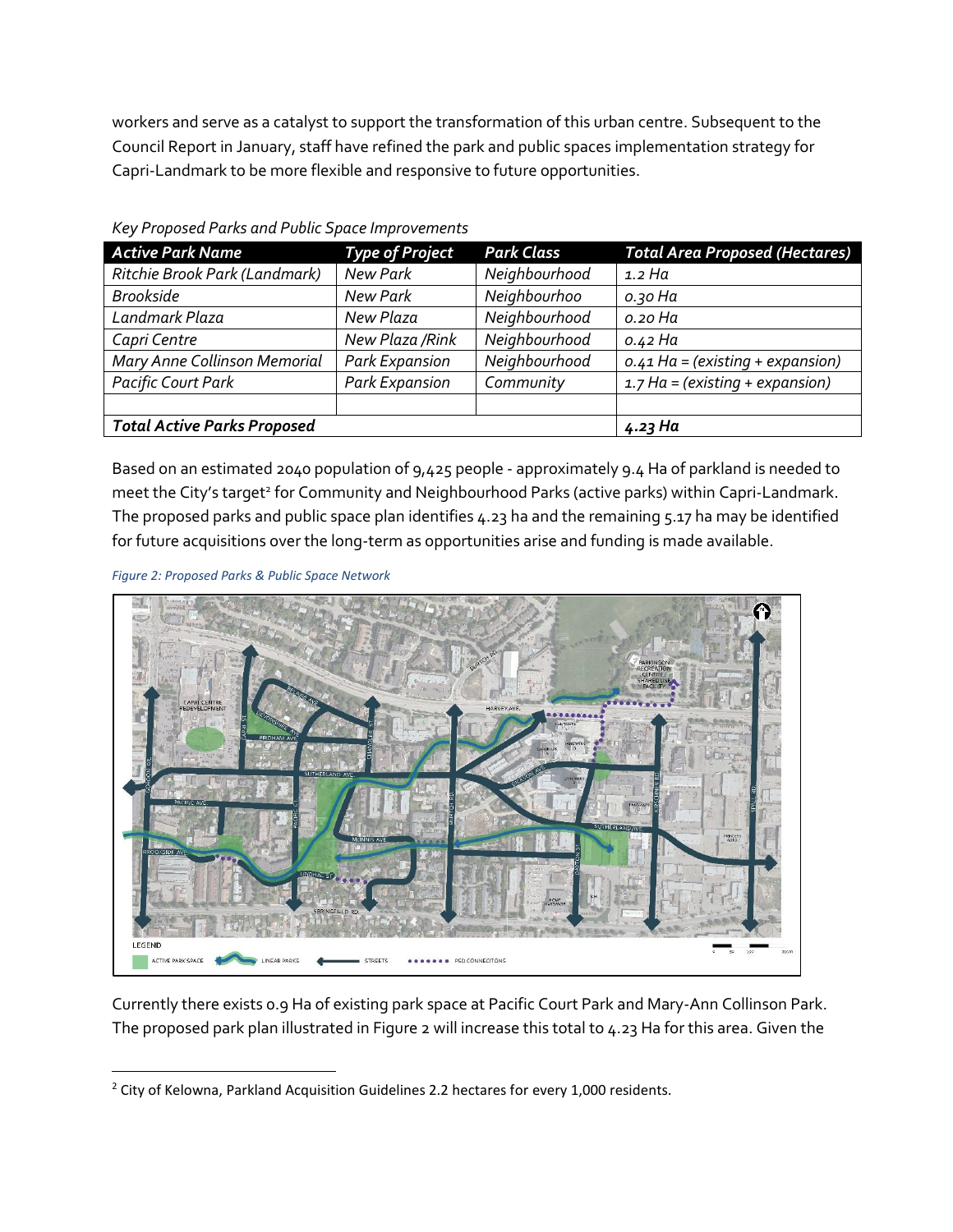workers and serve as a catalyst to support the transformation of this urban centre. Subsequent to the Council Report in January, staff have refined the park and public spaces implementation strategy for Capri-Landmark to be more flexible and responsive to future opportunities.

*Key Proposed Parks and Public Space Improvements*

| *Active Park Name* | *Type of Project* | *Park Class* | *Total Area Proposed (Hectares)* |
|---|---|---|---|
| *Ritchie Brook Park (Landmark)* | *New Park* | *Neighbourhood* | *1.2 Ha* |
| *Brookside* | *New Park* | *Neighbourhoo* | *0.30 Ha* |
| *Landmark Plaza* | *New Plaza* | *Neighbourhood* | *0.20 Ha* |
| *Capri Centre* | *New Plaza /Rink* | *Neighbourhood* | *0.42 Ha* |
| *Mary Anne Collinson Memorial* | *Park Expansion* | *Neighbourhood* | *0.41 Ha = (existing + expansion)* |
| *Pacific Court Park* | *Park Expansion* | *Community* | *1.7 Ha = (existing + expansion)* |
| | | | |
| ***Total Active Parks Proposed*** | | | ***4.23 Ha*** |

Based on an estimated 2040 population of 9,425 people - approximately 9.4 Ha of parkland is needed to meet the City's target[2] for Community and Neighbourhood Parks (active parks) within Capri-Landmark. The proposed parks and public space plan identifies 4.23 ha and the remaining 5.17 ha may be identified for future acquisitions over the long-term as opportunities arise and funding is made available.

*Figure 2: Proposed Parks & Public Space Network*

Currently there exists 0.9 Ha of existing park space at Pacific Court Park and Mary-Ann Collinson Park. The proposed park plan illustrated in Figure 2 will increase this total to 4.23 Ha for this area. Given the

[2] City of Kelowna, Parkland Acquisition Guidelines 2.2 hectares for every 1,000 residents.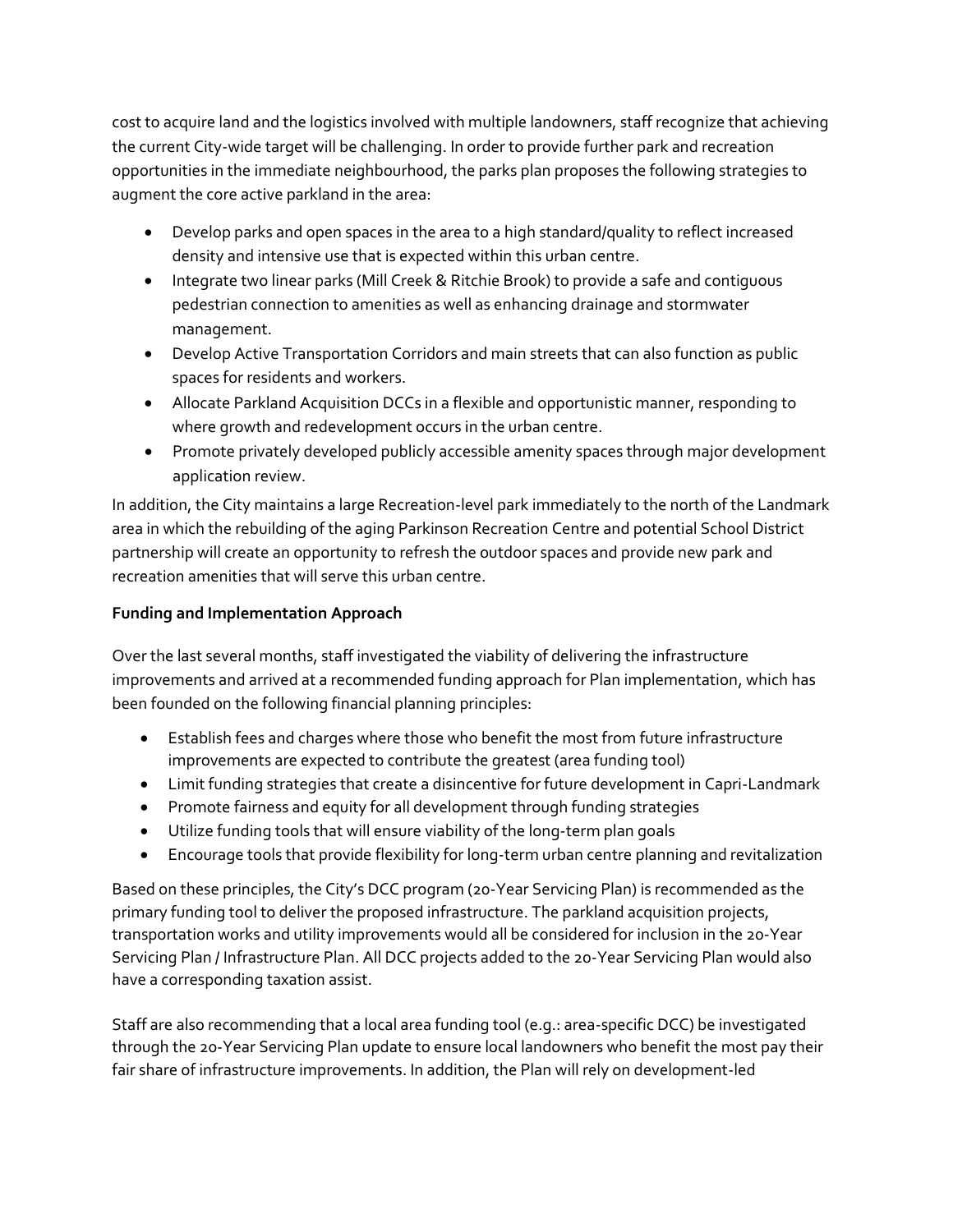cost to acquire land and the logistics involved with multiple landowners, staff recognize that achieving the current City-wide target will be challenging. In order to provide further park and recreation opportunities in the immediate neighbourhood, the parks plan proposes the following strategies to augment the core active parkland in the area:

- Develop parks and open spaces in the area to a high standard/quality to reflect increased density and intensive use that is expected within this urban centre.
- Integrate two linear parks (Mill Creek & Ritchie Brook) to provide a safe and contiguous pedestrian connection to amenities as well as enhancing drainage and stormwater management.
- Develop Active Transportation Corridors and main streets that can also function as public spaces for residents and workers.
- Allocate Parkland Acquisition DCCs in a flexible and opportunistic manner, responding to where growth and redevelopment occurs in the urban centre.
- Promote privately developed publicly accessible amenity spaces through major development application review.

In addition, the City maintains a large Recreation-level park immediately to the north of the Landmark area in which the rebuilding of the aging Parkinson Recreation Centre and potential School District partnership will create an opportunity to refresh the outdoor spaces and provide new park and recreation amenities that will serve this urban centre.

**Funding and Implementation Approach**

Over the last several months, staff investigated the viability of delivering the infrastructure improvements and arrived at a recommended funding approach for Plan implementation, which has been founded on the following financial planning principles:

- Establish fees and charges where those who benefit the most from future infrastructure improvements are expected to contribute the greatest (area funding tool)
- Limit funding strategies that create a disincentive for future development in Capri-Landmark
- Promote fairness and equity for all development through funding strategies
- Utilize funding tools that will ensure viability of the long-term plan goals
- Encourage tools that provide flexibility for long-term urban centre planning and revitalization

Based on these principles, the City's DCC program (20-Year Servicing Plan) is recommended as the primary funding tool to deliver the proposed infrastructure. The parkland acquisition projects, transportation works and utility improvements would all be considered for inclusion in the 20-Year Servicing Plan / Infrastructure Plan. All DCC projects added to the 20-Year Servicing Plan would also have a corresponding taxation assist.

Staff are also recommending that a local area funding tool (e.g.: area-specific DCC) be investigated through the 20-Year Servicing Plan update to ensure local landowners who benefit the most pay their fair share of infrastructure improvements. In addition, the Plan will rely on development-led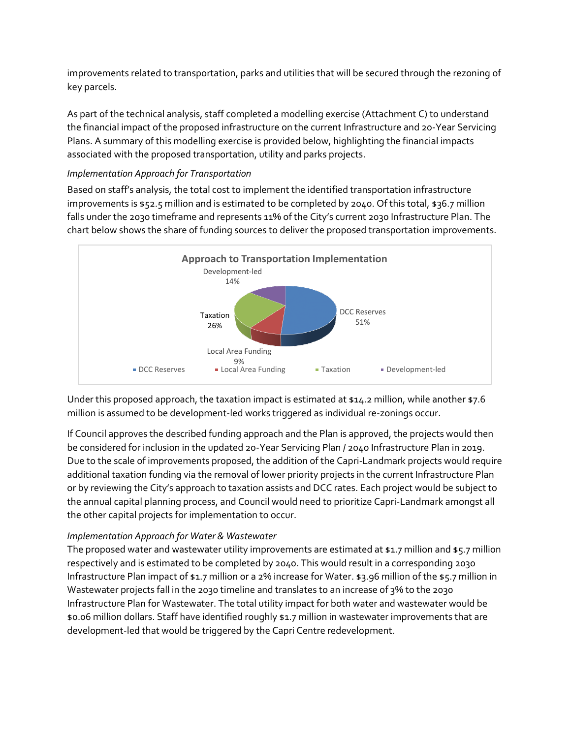improvements related to transportation, parks and utilities that will be secured through the rezoning of key parcels.

As part of the technical analysis, staff completed a modelling exercise (Attachment C) to understand the financial impact of the proposed infrastructure on the current Infrastructure and 20-Year Servicing Plans. A summary of this modelling exercise is provided below, highlighting the financial impacts associated with the proposed transportation, utility and parks projects.

*Implementation Approach for Transportation*

Based on staff's analysis, the total cost to implement the identified transportation infrastructure improvements is $52.5 million and is estimated to be completed by 2040. Of this total, $36.7 million falls under the 2030 timeframe and represents 11% of the City's current 2030 Infrastructure Plan. The chart below shows the share of funding sources to deliver the proposed transportation improvements.

**Approach to Transportation Implementation**

| Funding Source | Share |
|---|---|
| DCC Reserves | 51% |
| Local Area Funding | 9% |
| Taxation | 26% |
| Development-led | 14% |

Under this proposed approach, the taxation impact is estimated at $14.2 million, while another $7.6 million is assumed to be development-led works triggered as individual re-zonings occur.

If Council approves the described funding approach and the Plan is approved, the projects would then be considered for inclusion in the updated 20-Year Servicing Plan / 2040 Infrastructure Plan in 2019. Due to the scale of improvements proposed, the addition of the Capri-Landmark projects would require additional taxation funding via the removal of lower priority projects in the current Infrastructure Plan or by reviewing the City's approach to taxation assists and DCC rates. Each project would be subject to the annual capital planning process, and Council would need to prioritize Capri-Landmark amongst all the other capital projects for implementation to occur.

*Implementation Approach for Water & Wastewater*

The proposed water and wastewater utility improvements are estimated at $1.7 million and $5.7 million respectively and is estimated to be completed by 2040. This would result in a corresponding 2030 Infrastructure Plan impact of $1.7 million or a 2% increase for Water. $3.96 million of the $5.7 million in Wastewater projects fall in the 2030 timeline and translates to an increase of 3% to the 2030 Infrastructure Plan for Wastewater. The total utility impact for both water and wastewater would be $0.06 million dollars. Staff have identified roughly $1.7 million in wastewater improvements that are development-led that would be triggered by the Capri Centre redevelopment.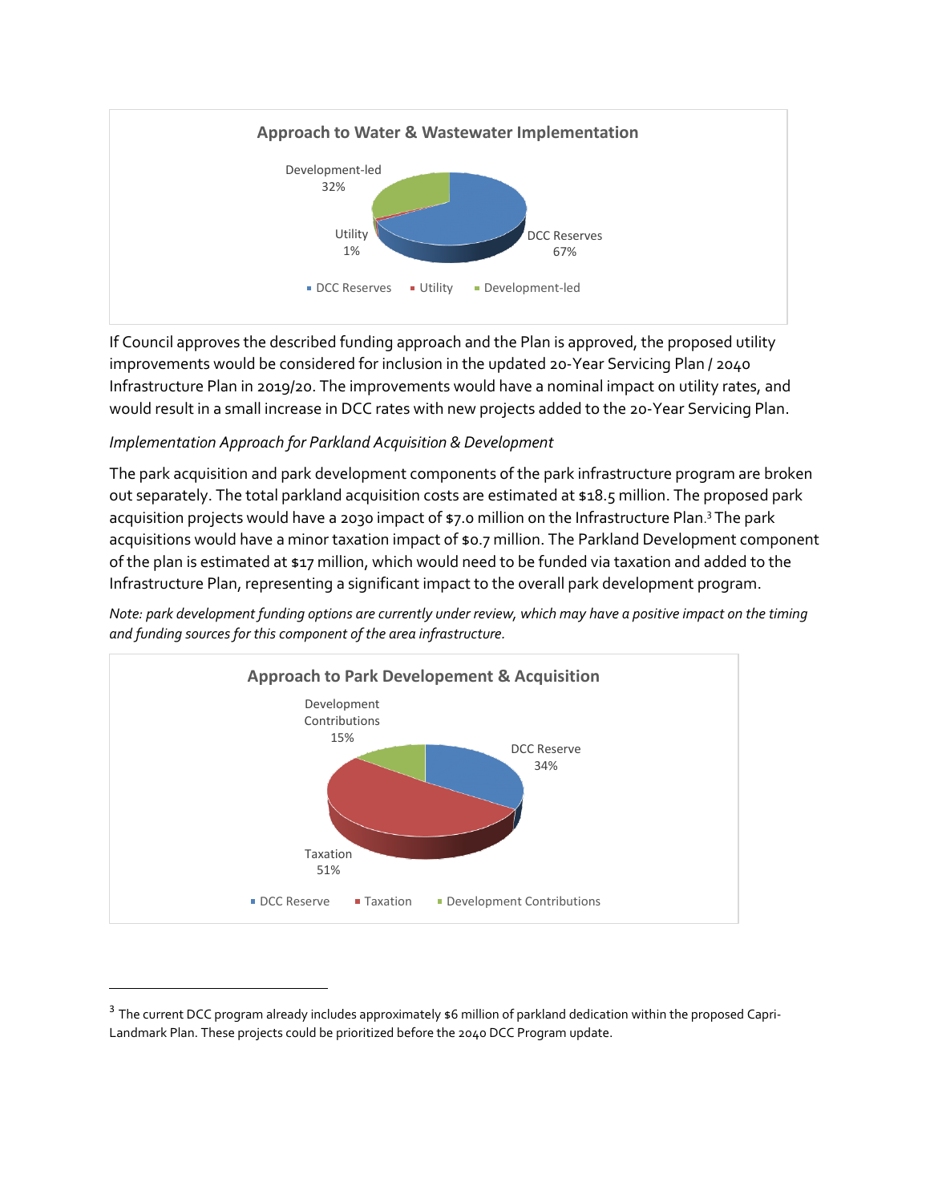**Approach to Water & Wastewater Implementation**

Development-led 32%

Utility 1%

DCC Reserves 67%

- DCC Reserves
- Utility
- Development-led

If Council approves the described funding approach and the Plan is approved, the proposed utility improvements would be considered for inclusion in the updated 20-Year Servicing Plan / 2040 Infrastructure Plan in 2019/20. The improvements would have a nominal impact on utility rates, and would result in a small increase in DCC rates with new projects added to the 20-Year Servicing Plan.

*Implementation Approach for Parkland Acquisition & Development*

The park acquisition and park development components of the park infrastructure program are broken out separately. The total parkland acquisition costs are estimated at $18.5 million. The proposed park acquisition projects would have a 2030 impact of $7.0 million on the Infrastructure Plan.[3] The park acquisitions would have a minor taxation impact of $0.7 million. The Parkland Development component of the plan is estimated at $17 million, which would need to be funded via taxation and added to the Infrastructure Plan, representing a significant impact to the overall park development program.

*Note: park development funding options are currently under review, which may have a positive impact on the timing and funding sources for this component of the area infrastructure.*

**Approach to Park Developement & Acquisition**

Development Contributions 15%

DCC Reserve 34%

Taxation 51%

- DCC Reserve
- Taxation
- Development Contributions

[3] The current DCC program already includes approximately $6 million of parkland dedication within the proposed Capri-Landmark Plan. These projects could be prioritized before the 2040 DCC Program update.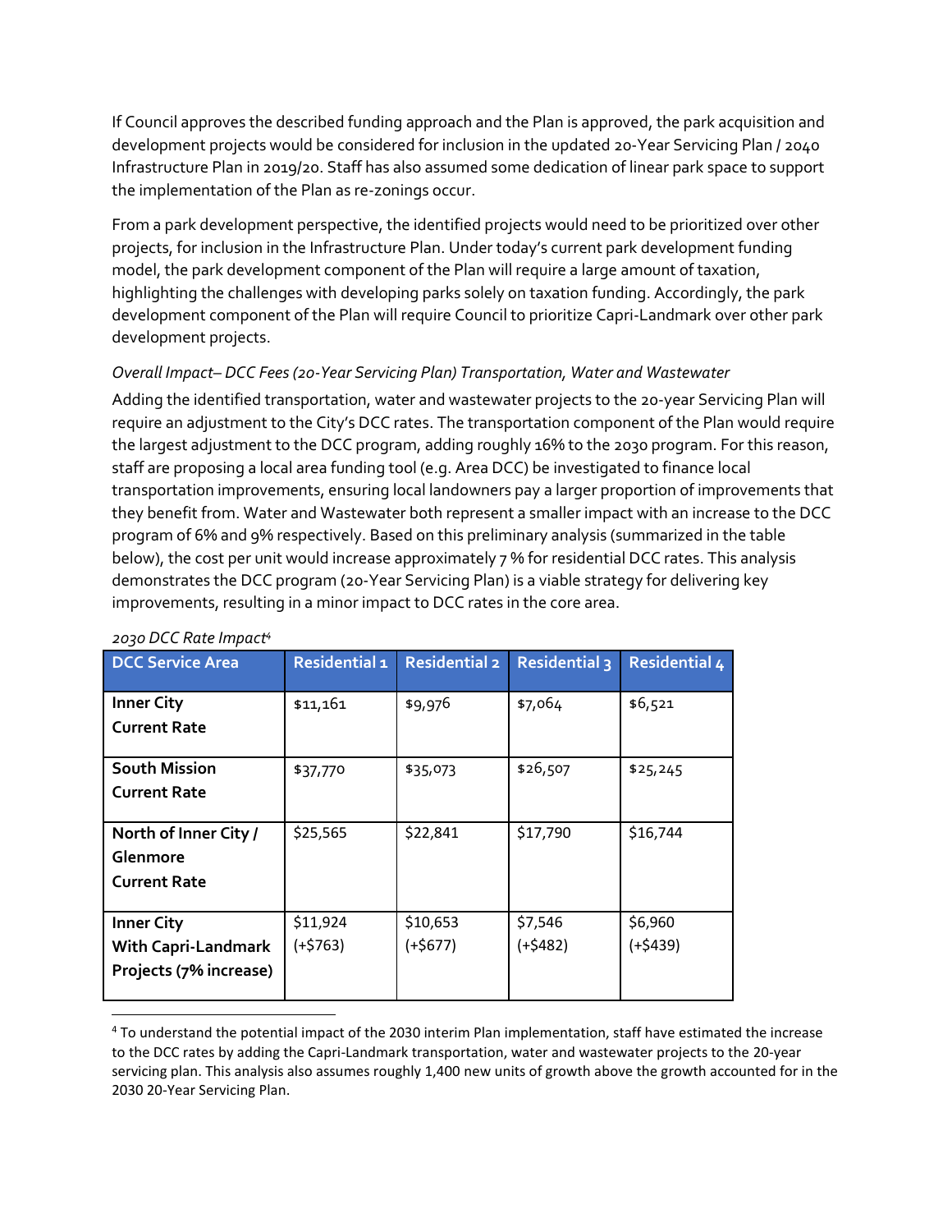If Council approves the described funding approach and the Plan is approved, the park acquisition and development projects would be considered for inclusion in the updated 20-Year Servicing Plan / 2040 Infrastructure Plan in 2019/20. Staff has also assumed some dedication of linear park space to support the implementation of the Plan as re-zonings occur.

From a park development perspective, the identified projects would need to be prioritized over other projects, for inclusion in the Infrastructure Plan. Under today's current park development funding model, the park development component of the Plan will require a large amount of taxation, highlighting the challenges with developing parks solely on taxation funding. Accordingly, the park development component of the Plan will require Council to prioritize Capri-Landmark over other park development projects.

*Overall Impact– DCC Fees (20-Year Servicing Plan) Transportation, Water and Wastewater*

Adding the identified transportation, water and wastewater projects to the 20-year Servicing Plan will require an adjustment to the City's DCC rates. The transportation component of the Plan would require the largest adjustment to the DCC program, adding roughly 16% to the 2030 program. For this reason, staff are proposing a local area funding tool (e.g. Area DCC) be investigated to finance local transportation improvements, ensuring local landowners pay a larger proportion of improvements that they benefit from. Water and Wastewater both represent a smaller impact with an increase to the DCC program of 6% and 9% respectively. Based on this preliminary analysis (summarized in the table below), the cost per unit would increase approximately 7 % for residential DCC rates. This analysis demonstrates the DCC program (20-Year Servicing Plan) is a viable strategy for delivering key improvements, resulting in a minor impact to DCC rates in the core area.

*2030 DCC Rate Impact*[4]

| DCC Service Area | Residential 1 | Residential 2 | Residential 3 | Residential 4 |
|---|---|---|---|---|
| **Inner City Current Rate** | $11,161 | $9,976 | $7,064 | $6,521 |
| **South Mission Current Rate** | $37,770 | $35,073 | $26,507 | $25,245 |
| **North of Inner City / Glenmore Current Rate** | $25,565 | $22,841 | $17,790 | $16,744 |
| **Inner City With Capri-Landmark Projects (7% increase)** | $11,924 (+$763) | $10,653 (+$677) | $7,546 (+$482) | $6,960 (+$439) |

[4] To understand the potential impact of the 2030 interim Plan implementation, staff have estimated the increase to the DCC rates by adding the Capri-Landmark transportation, water and wastewater projects to the 20-year servicing plan. This analysis also assumes roughly 1,400 new units of growth above the growth accounted for in the 2030 20-Year Servicing Plan.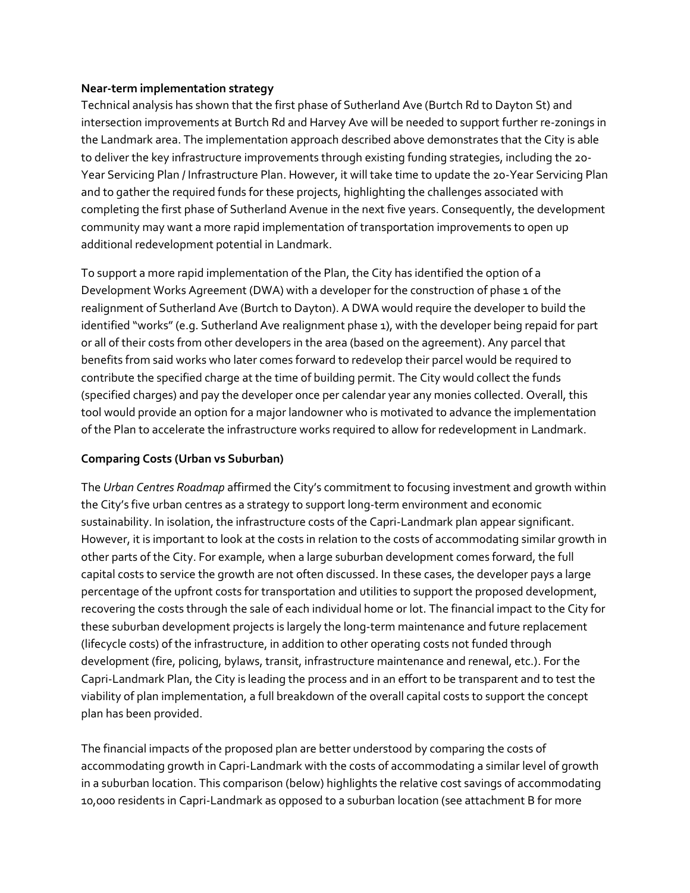**Near-term implementation strategy**

Technical analysis has shown that the first phase of Sutherland Ave (Burtch Rd to Dayton St) and intersection improvements at Burtch Rd and Harvey Ave will be needed to support further re-zonings in the Landmark area. The implementation approach described above demonstrates that the City is able to deliver the key infrastructure improvements through existing funding strategies, including the 20-Year Servicing Plan / Infrastructure Plan. However, it will take time to update the 20-Year Servicing Plan and to gather the required funds for these projects, highlighting the challenges associated with completing the first phase of Sutherland Avenue in the next five years. Consequently, the development community may want a more rapid implementation of transportation improvements to open up additional redevelopment potential in Landmark.

To support a more rapid implementation of the Plan, the City has identified the option of a Development Works Agreement (DWA) with a developer for the construction of phase 1 of the realignment of Sutherland Ave (Burtch to Dayton). A DWA would require the developer to build the identified "works" (e.g. Sutherland Ave realignment phase 1), with the developer being repaid for part or all of their costs from other developers in the area (based on the agreement). Any parcel that benefits from said works who later comes forward to redevelop their parcel would be required to contribute the specified charge at the time of building permit. The City would collect the funds (specified charges) and pay the developer once per calendar year any monies collected. Overall, this tool would provide an option for a major landowner who is motivated to advance the implementation of the Plan to accelerate the infrastructure works required to allow for redevelopment in Landmark.

**Comparing Costs (Urban vs Suburban)**

The *Urban Centres Roadmap* affirmed the City's commitment to focusing investment and growth within the City's five urban centres as a strategy to support long-term environment and economic sustainability. In isolation, the infrastructure costs of the Capri-Landmark plan appear significant. However, it is important to look at the costs in relation to the costs of accommodating similar growth in other parts of the City. For example, when a large suburban development comes forward, the full capital costs to service the growth are not often discussed. In these cases, the developer pays a large percentage of the upfront costs for transportation and utilities to support the proposed development, recovering the costs through the sale of each individual home or lot. The financial impact to the City for these suburban development projects is largely the long-term maintenance and future replacement (lifecycle costs) of the infrastructure, in addition to other operating costs not funded through development (fire, policing, bylaws, transit, infrastructure maintenance and renewal, etc.). For the Capri-Landmark Plan, the City is leading the process and in an effort to be transparent and to test the viability of plan implementation, a full breakdown of the overall capital costs to support the concept plan has been provided.

The financial impacts of the proposed plan are better understood by comparing the costs of accommodating growth in Capri-Landmark with the costs of accommodating a similar level of growth in a suburban location. This comparison (below) highlights the relative cost savings of accommodating 10,000 residents in Capri-Landmark as opposed to a suburban location (see attachment B for more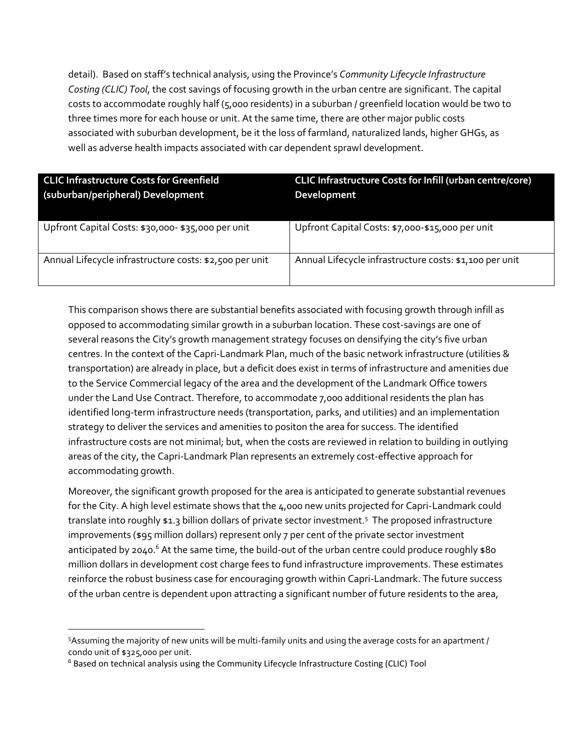detail). Based on staff's technical analysis, using the Province's *Community Lifecycle Infrastructure Costing (CLIC) Tool*, the cost savings of focusing growth in the urban centre are significant. The capital costs to accommodate roughly half (5,000 residents) in a suburban / greenfield location would be two to three times more for each house or unit. At the same time, there are other major public costs associated with suburban development, be it the loss of farmland, naturalized lands, higher GHGs, as well as adverse health impacts associated with car dependent sprawl development.

| CLIC Infrastructure Costs for Greenfield (suburban/peripheral) Development | CLIC Infrastructure Costs for Infill (urban centre/core) Development |
|---|---|
| Upfront Capital Costs: $30,000- $35,000 per unit | Upfront Capital Costs: $7,000-$15,000 per unit |
| Annual Lifecycle infrastructure costs: $2,500 per unit | Annual Lifecycle infrastructure costs: $1,100 per unit |

This comparison shows there are substantial benefits associated with focusing growth through infill as opposed to accommodating similar growth in a suburban location. These cost-savings are one of several reasons the City's growth management strategy focuses on densifying the city's five urban centres. In the context of the Capri-Landmark Plan, much of the basic network infrastructure (utilities & transportation) are already in place, but a deficit does exist in terms of infrastructure and amenities due to the Service Commercial legacy of the area and the development of the Landmark Office towers under the Land Use Contract. Therefore, to accommodate 7,000 additional residents the plan has identified long-term infrastructure needs (transportation, parks, and utilities) and an implementation strategy to deliver the services and amenities to positon the area for success. The identified infrastructure costs are not minimal; but, when the costs are reviewed in relation to building in outlying areas of the city, the Capri-Landmark Plan represents an extremely cost-effective approach for accommodating growth.

Moreover, the significant growth proposed for the area is anticipated to generate substantial revenues for the City. A high level estimate shows that the 4,000 new units projected for Capri-Landmark could translate into roughly $1.3 billion dollars of private sector investment.[5] The proposed infrastructure improvements ($95 million dollars) represent only 7 per cent of the private sector investment anticipated by 2040.[6] At the same time, the build-out of the urban centre could produce roughly $80 million dollars in development cost charge fees to fund infrastructure improvements. These estimates reinforce the robust business case for encouraging growth within Capri-Landmark. The future success of the urban centre is dependent upon attracting a significant number of future residents to the area,

[5] Assuming the majority of new units will be multi-family units and using the average costs for an apartment / condo unit of $325,000 per unit.

[6] Based on technical analysis using the Community Lifecycle Infrastructure Costing (CLIC) Tool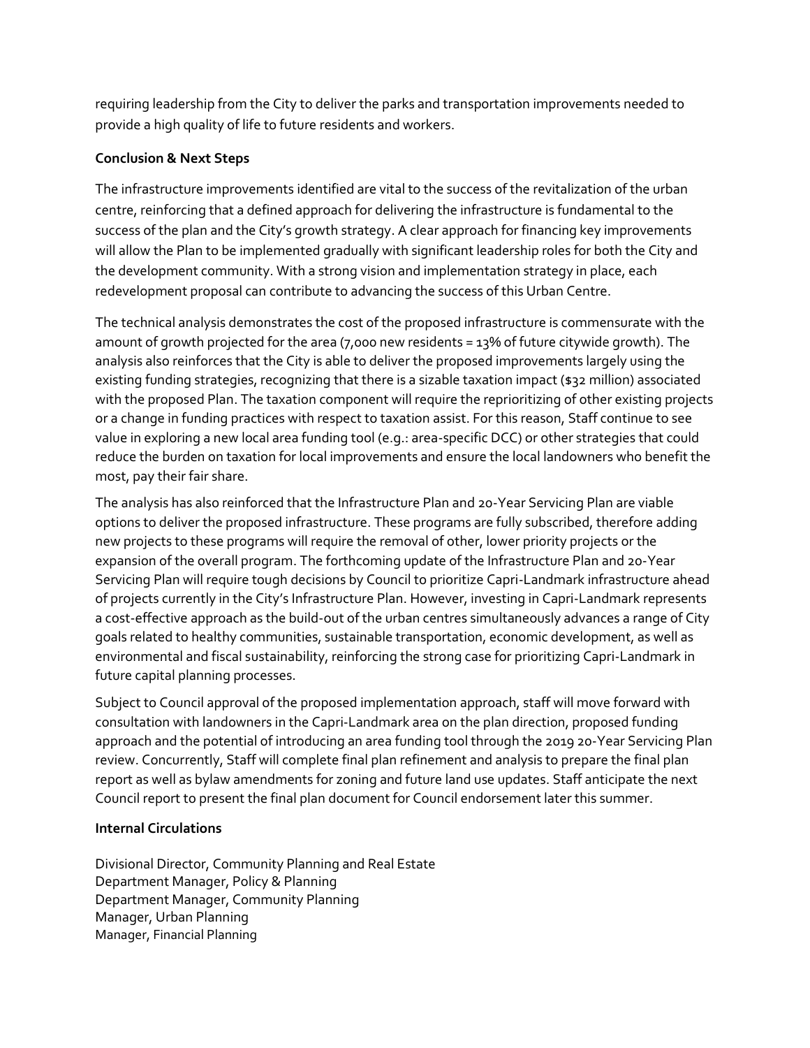requiring leadership from the City to deliver the parks and transportation improvements needed to provide a high quality of life to future residents and workers.

**Conclusion & Next Steps**

The infrastructure improvements identified are vital to the success of the revitalization of the urban centre, reinforcing that a defined approach for delivering the infrastructure is fundamental to the success of the plan and the City's growth strategy. A clear approach for financing key improvements will allow the Plan to be implemented gradually with significant leadership roles for both the City and the development community. With a strong vision and implementation strategy in place, each redevelopment proposal can contribute to advancing the success of this Urban Centre.

The technical analysis demonstrates the cost of the proposed infrastructure is commensurate with the amount of growth projected for the area (7,000 new residents = 13% of future citywide growth). The analysis also reinforces that the City is able to deliver the proposed improvements largely using the existing funding strategies, recognizing that there is a sizable taxation impact ($32 million) associated with the proposed Plan. The taxation component will require the reprioritizing of other existing projects or a change in funding practices with respect to taxation assist. For this reason, Staff continue to see value in exploring a new local area funding tool (e.g.: area-specific DCC) or other strategies that could reduce the burden on taxation for local improvements and ensure the local landowners who benefit the most, pay their fair share.

The analysis has also reinforced that the Infrastructure Plan and 20-Year Servicing Plan are viable options to deliver the proposed infrastructure. These programs are fully subscribed, therefore adding new projects to these programs will require the removal of other, lower priority projects or the expansion of the overall program. The forthcoming update of the Infrastructure Plan and 20-Year Servicing Plan will require tough decisions by Council to prioritize Capri-Landmark infrastructure ahead of projects currently in the City's Infrastructure Plan. However, investing in Capri-Landmark represents a cost-effective approach as the build-out of the urban centres simultaneously advances a range of City goals related to healthy communities, sustainable transportation, economic development, as well as environmental and fiscal sustainability, reinforcing the strong case for prioritizing Capri-Landmark in future capital planning processes.

Subject to Council approval of the proposed implementation approach, staff will move forward with consultation with landowners in the Capri-Landmark area on the plan direction, proposed funding approach and the potential of introducing an area funding tool through the 2019 20-Year Servicing Plan review. Concurrently, Staff will complete final plan refinement and analysis to prepare the final plan report as well as bylaw amendments for zoning and future land use updates. Staff anticipate the next Council report to present the final plan document for Council endorsement later this summer.

**Internal Circulations**

Divisional Director, Community Planning and Real Estate
Department Manager, Policy & Planning
Department Manager, Community Planning
Manager, Urban Planning
Manager, Financial Planning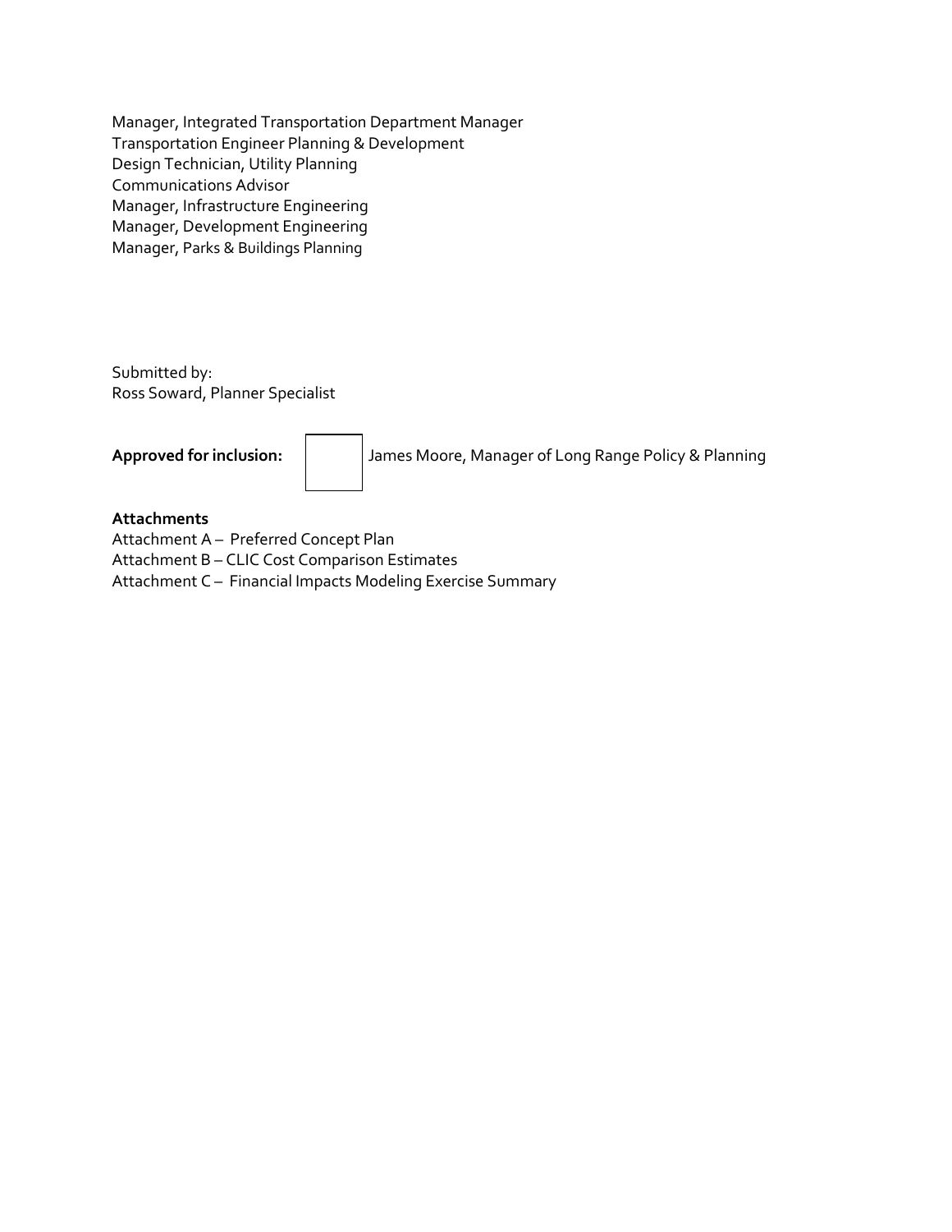Manager, Integrated Transportation Department Manager
Transportation Engineer Planning & Development
Design Technician, Utility Planning
Communications Advisor
Manager, Infrastructure Engineering
Manager, Development Engineering
Manager, Parks & Buildings Planning

Submitted by:
Ross Soward, Planner Specialist

**Approved for inclusion:** James Moore, Manager of Long Range Policy & Planning

**Attachments**

Attachment A – Preferred Concept Plan
Attachment B – CLIC Cost Comparison Estimates
Attachment C – Financial Impacts Modeling Exercise Summary